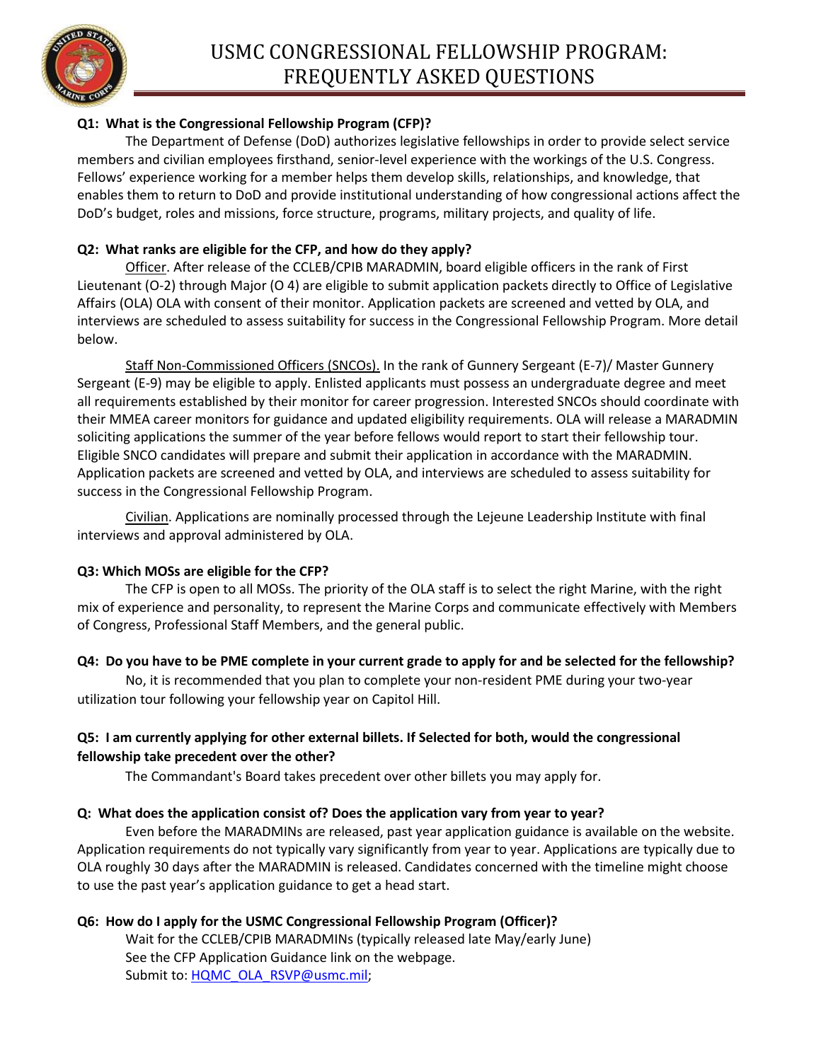# USMC CONGRESSIONAL FELLOWSHIP PROGRAM: FREQUENTLY ASKED QUESTIONS

**Q1: What is the Congressional Fellowship Program (CFP)?**

The Department of Defense (DoD) authorizes legislative fellowships in order to provide select service members and civilian employees firsthand, senior-level experience with the workings of the U.S. Congress. Fellows' experience working for a member helps them develop skills, relationships, and knowledge, that enables them to return to DoD and provide institutional understanding of how congressional actions affect the DoD's budget, roles and missions, force structure, programs, military projects, and quality of life.

**Q2: What ranks are eligible for the CFP, and how do they apply?**

Officer. After release of the CCLEB/CPIB MARADMIN, board eligible officers in the rank of First Lieutenant (O-2) through Major (O 4) are eligible to submit application packets directly to Office of Legislative Affairs (OLA) OLA with consent of their monitor. Application packets are screened and vetted by OLA, and interviews are scheduled to assess suitability for success in the Congressional Fellowship Program. More detail below.

Staff Non-Commissioned Officers (SNCOs). In the rank of Gunnery Sergeant (E-7)/ Master Gunnery Sergeant (E-9) may be eligible to apply. Enlisted applicants must possess an undergraduate degree and meet all requirements established by their monitor for career progression. Interested SNCOs should coordinate with their MMEA career monitors for guidance and updated eligibility requirements. OLA will release a MARADMIN soliciting applications the summer of the year before fellows would report to start their fellowship tour. Eligible SNCO candidates will prepare and submit their application in accordance with the MARADMIN. Application packets are screened and vetted by OLA, and interviews are scheduled to assess suitability for success in the Congressional Fellowship Program.

Civilian. Applications are nominally processed through the Lejeune Leadership Institute with final interviews and approval administered by OLA.

**Q3: Which MOSs are eligible for the CFP?**

The CFP is open to all MOSs. The priority of the OLA staff is to select the right Marine, with the right mix of experience and personality, to represent the Marine Corps and communicate effectively with Members of Congress, Professional Staff Members, and the general public.

**Q4: Do you have to be PME complete in your current grade to apply for and be selected for the fellowship?**

No, it is recommended that you plan to complete your non-resident PME during your two-year utilization tour following your fellowship year on Capitol Hill.

**Q5: I am currently applying for other external billets. If Selected for both, would the congressional fellowship take precedent over the other?**

The Commandant's Board takes precedent over other billets you may apply for.

**Q: What does the application consist of? Does the application vary from year to year?**

Even before the MARADMINs are released, past year application guidance is available on the website. Application requirements do not typically vary significantly from year to year. Applications are typically due to OLA roughly 30 days after the MARADMIN is released. Candidates concerned with the timeline might choose to use the past year's application guidance to get a head start.

**Q6: How do I apply for the USMC Congressional Fellowship Program (Officer)?**

Wait for the CCLEB/CPIB MARADMINs (typically released late May/early June)
See the CFP Application Guidance link on the webpage.
Submit to: HQMC_OLA_RSVP@usmc.mil;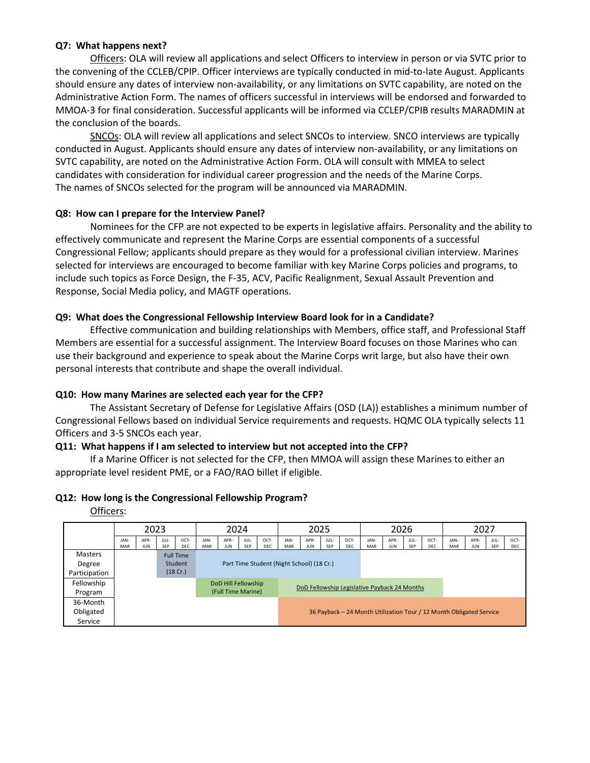**Q7: What happens next?**

Officers: OLA will review all applications and select Officers to interview in person or via SVTC prior to the convening of the CCLEB/CPIP. Officer interviews are typically conducted in mid-to-late August. Applicants should ensure any dates of interview non-availability, or any limitations on SVTC capability, are noted on the Administrative Action Form. The names of officers successful in interviews will be endorsed and forwarded to MMOA-3 for final consideration. Successful applicants will be informed via CCLEP/CPIB results MARADMIN at the conclusion of the boards.

SNCOs: OLA will review all applications and select SNCOs to interview. SNCO interviews are typically conducted in August. Applicants should ensure any dates of interview non-availability, or any limitations on SVTC capability, are noted on the Administrative Action Form. OLA will consult with MMEA to select candidates with consideration for individual career progression and the needs of the Marine Corps. The names of SNCOs selected for the program will be announced via MARADMIN.

**Q8: How can I prepare for the Interview Panel?**

Nominees for the CFP are not expected to be experts in legislative affairs. Personality and the ability to effectively communicate and represent the Marine Corps are essential components of a successful Congressional Fellow; applicants should prepare as they would for a professional civilian interview. Marines selected for interviews are encouraged to become familiar with key Marine Corps policies and programs, to include such topics as Force Design, the F-35, ACV, Pacific Realignment, Sexual Assault Prevention and Response, Social Media policy, and MAGTF operations.

**Q9: What does the Congressional Fellowship Interview Board look for in a Candidate?**

Effective communication and building relationships with Members, office staff, and Professional Staff Members are essential for a successful assignment. The Interview Board focuses on those Marines who can use their background and experience to speak about the Marine Corps writ large, but also have their own personal interests that contribute and shape the overall individual.

**Q10: How many Marines are selected each year for the CFP?**

The Assistant Secretary of Defense for Legislative Affairs (OSD (LA)) establishes a minimum number of Congressional Fellows based on individual Service requirements and requests. HQMC OLA typically selects 11 Officers and 3-5 SNCOs each year.

**Q11: What happens if I am selected to interview but not accepted into the CFP?**

If a Marine Officer is not selected for the CFP, then MMOA will assign these Marines to either an appropriate level resident PME, or a FAO/RAO billet if eligible.

**Q12: How long is the Congressional Fellowship Program?**

Officers:

| | 2023 | | | | 2024 | | | | 2025 | | | | 2026 | | | | 2027 | | | |
|---|---|---|---|---|---|---|---|---|---|---|---|---|---|---|---|---|---|---|---|---|
| | JAN-MAR | APR-JUN | JUL-SEP | OCT-DEC | JAN-MAR | APR-JUN | JUL-SEP | OCT-DEC | JAN-MAR | APR-JUN | JUL-SEP | OCT-DEC | JAN-MAR | APR-JUN | JUL-SEP | OCT-DEC | JAN-MAR | APR-JUN | JUL-SEP | OCT-DEC |
| Masters Degree Participation | | | Full Time Student (18 Cr.) | | Part Time Student (Night School) (18 Cr.) | | | | | | | | | | | | | | | |
| Fellowship Program | | | | | DoD Hill Fellowship (Full Time Marine) | | | | DoD Fellowship Legislative Payback 24 Months | | | | | | | | | | | |
| 36-Month Obligated Service | | | | | | | | | 36 Payback – 24 Month Utilization Tour / 12 Month Obligated Service | | | | | | | | | | | |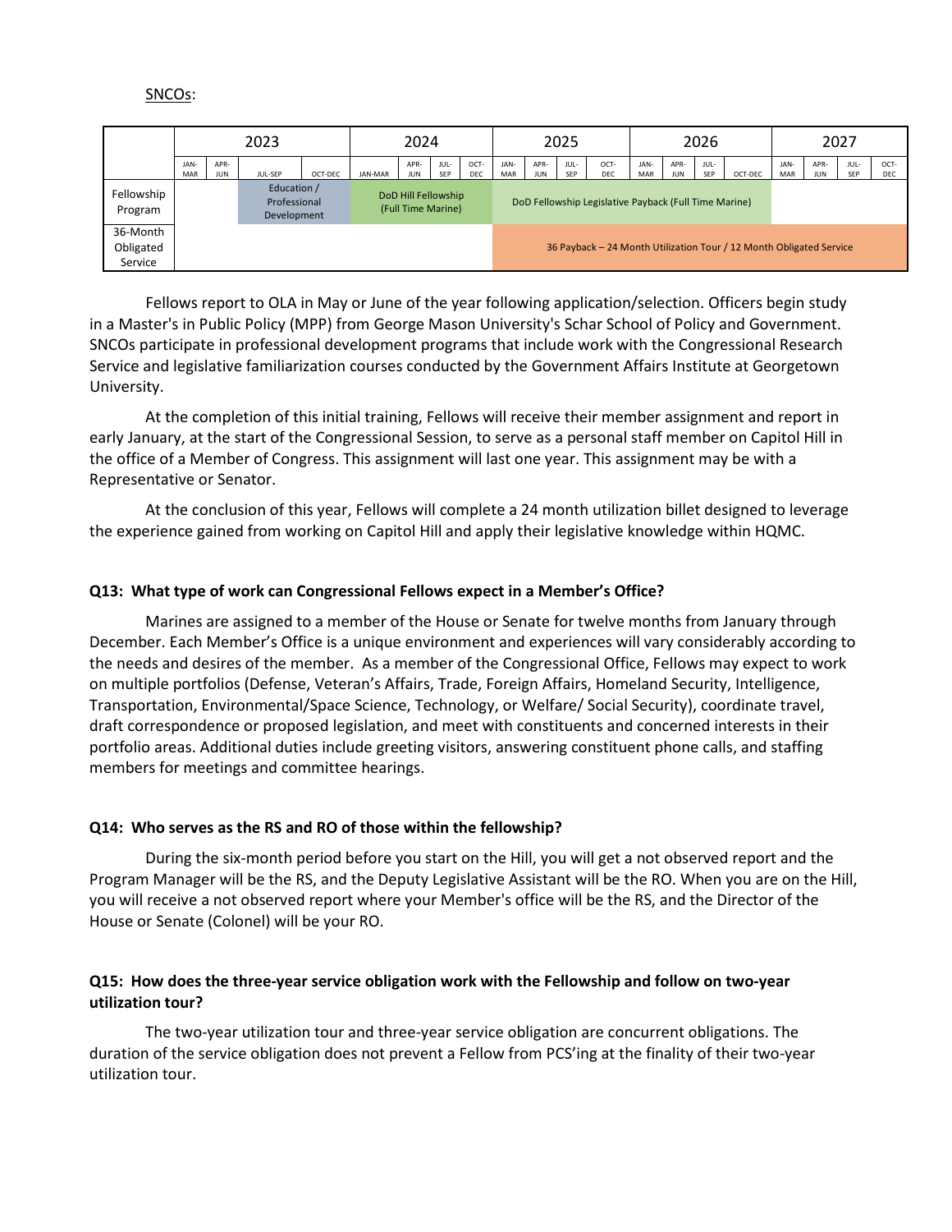SNCOs:

| | 2023 | | | | 2024 | | | | 2025 | | | | 2026 | | | | 2027 | | | |
|---|---|---|---|---|---|---|---|---|---|---|---|---|---|---|---|---|---|---|---|---|
| | JAN-MAR | APR-JUN | JUL-SEP | OCT-DEC | JAN-MAR | APR-JUN | JUL-SEP | OCT-DEC | JAN-MAR | APR-JUN | JUL-SEP | OCT-DEC | JAN-MAR | APR-JUN | JUL-SEP | OCT-DEC | JAN-MAR | APR-JUN | JUL-SEP | OCT-DEC |
| Fellowship Program | | | Education / Professional Development | | DoD Hill Fellowship (Full Time Marine) | | | | DoD Fellowship Legislative Payback (Full Time Marine) | | | | | | | | | | | |
| 36-Month Obligated Service | | | | | | | | | 36 Payback – 24 Month Utilization Tour / 12 Month Obligated Service | | | | | | | | | | | |

Fellows report to OLA in May or June of the year following application/selection. Officers begin study in a Master's in Public Policy (MPP) from George Mason University's Schar School of Policy and Government. SNCOs participate in professional development programs that include work with the Congressional Research Service and legislative familiarization courses conducted by the Government Affairs Institute at Georgetown University.

At the completion of this initial training, Fellows will receive their member assignment and report in early January, at the start of the Congressional Session, to serve as a personal staff member on Capitol Hill in the office of a Member of Congress. This assignment will last one year. This assignment may be with a Representative or Senator.

At the conclusion of this year, Fellows will complete a 24 month utilization billet designed to leverage the experience gained from working on Capitol Hill and apply their legislative knowledge within HQMC.

**Q13: What type of work can Congressional Fellows expect in a Member's Office?**

Marines are assigned to a member of the House or Senate for twelve months from January through December. Each Member's Office is a unique environment and experiences will vary considerably according to the needs and desires of the member. As a member of the Congressional Office, Fellows may expect to work on multiple portfolios (Defense, Veteran's Affairs, Trade, Foreign Affairs, Homeland Security, Intelligence, Transportation, Environmental/Space Science, Technology, or Welfare/ Social Security), coordinate travel, draft correspondence or proposed legislation, and meet with constituents and concerned interests in their portfolio areas. Additional duties include greeting visitors, answering constituent phone calls, and staffing members for meetings and committee hearings.

**Q14: Who serves as the RS and RO of those within the fellowship?**

During the six-month period before you start on the Hill, you will get a not observed report and the Program Manager will be the RS, and the Deputy Legislative Assistant will be the RO. When you are on the Hill, you will receive a not observed report where your Member's office will be the RS, and the Director of the House or Senate (Colonel) will be your RO.

**Q15: How does the three-year service obligation work with the Fellowship and follow on two-year utilization tour?**

The two-year utilization tour and three-year service obligation are concurrent obligations. The duration of the service obligation does not prevent a Fellow from PCS'ing at the finality of their two-year utilization tour.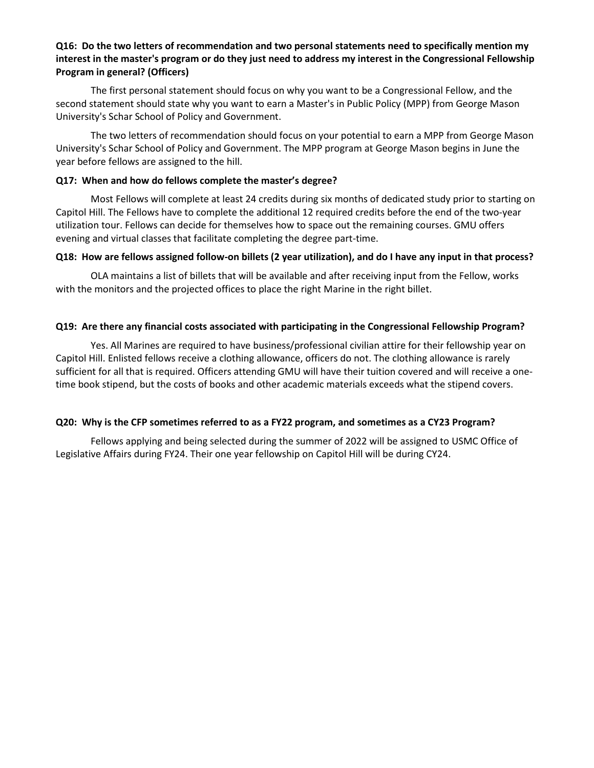**Q16: Do the two letters of recommendation and two personal statements need to specifically mention my interest in the master's program or do they just need to address my interest in the Congressional Fellowship Program in general? (Officers)**

The first personal statement should focus on why you want to be a Congressional Fellow, and the second statement should state why you want to earn a Master's in Public Policy (MPP) from George Mason University's Schar School of Policy and Government.

The two letters of recommendation should focus on your potential to earn a MPP from George Mason University's Schar School of Policy and Government. The MPP program at George Mason begins in June the year before fellows are assigned to the hill.

**Q17: When and how do fellows complete the master's degree?**

Most Fellows will complete at least 24 credits during six months of dedicated study prior to starting on Capitol Hill. The Fellows have to complete the additional 12 required credits before the end of the two-year utilization tour. Fellows can decide for themselves how to space out the remaining courses. GMU offers evening and virtual classes that facilitate completing the degree part-time.

**Q18: How are fellows assigned follow-on billets (2 year utilization), and do I have any input in that process?**

OLA maintains a list of billets that will be available and after receiving input from the Fellow, works with the monitors and the projected offices to place the right Marine in the right billet.

**Q19: Are there any financial costs associated with participating in the Congressional Fellowship Program?**

Yes. All Marines are required to have business/professional civilian attire for their fellowship year on Capitol Hill. Enlisted fellows receive a clothing allowance, officers do not. The clothing allowance is rarely sufficient for all that is required. Officers attending GMU will have their tuition covered and will receive a one-time book stipend, but the costs of books and other academic materials exceeds what the stipend covers.

**Q20: Why is the CFP sometimes referred to as a FY22 program, and sometimes as a CY23 Program?**

Fellows applying and being selected during the summer of 2022 will be assigned to USMC Office of Legislative Affairs during FY24. Their one year fellowship on Capitol Hill will be during CY24.